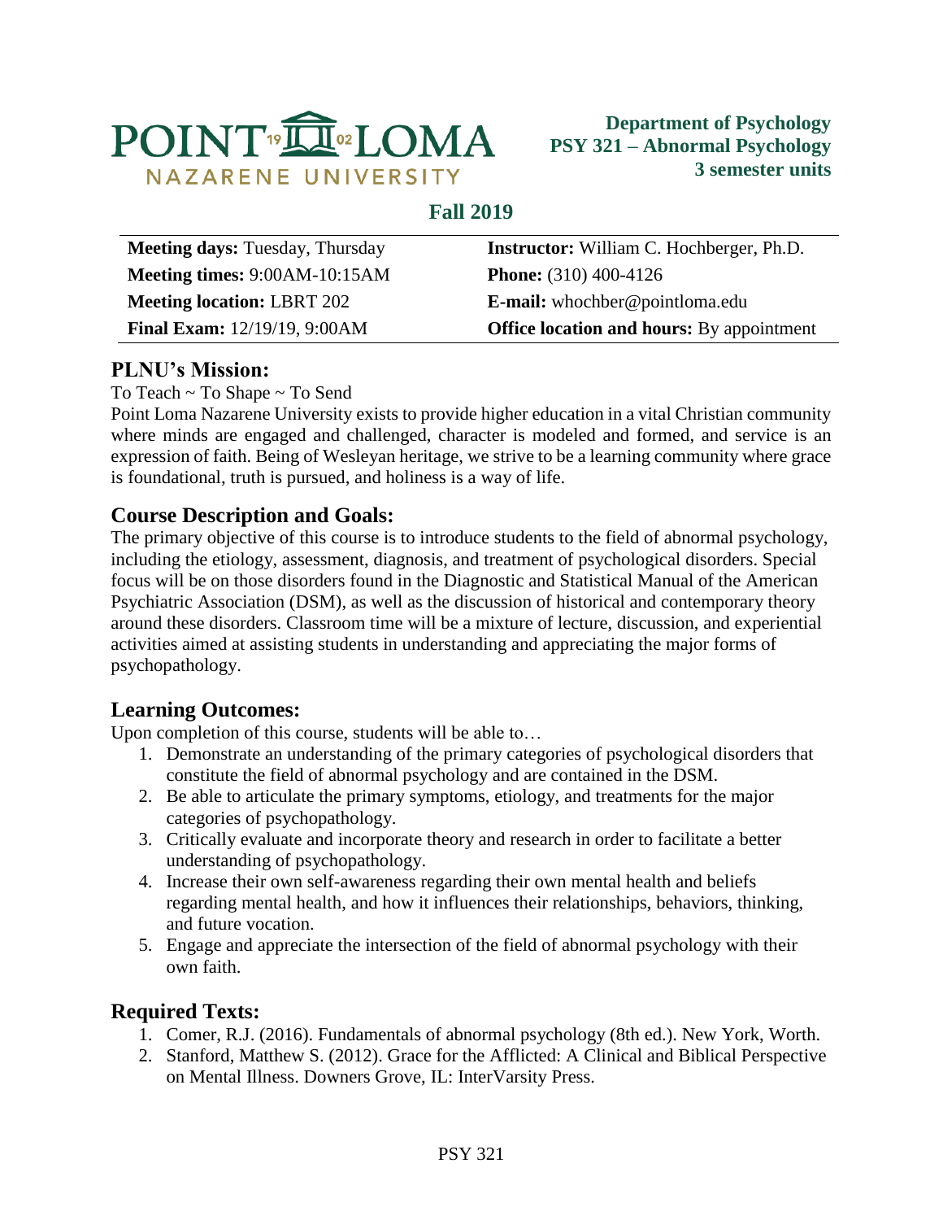POINT LOMA NAZARENE UNIVERSITY

**Department of Psychology**
**PSY 321 – Abnormal Psychology**
**3 semester units**

## Fall 2019

| | |
|---|---|
| **Meeting days:** Tuesday, Thursday | **Instructor:** William C. Hochberger, Ph.D. |
| **Meeting times:** 9:00AM-10:15AM | **Phone:** (310) 400-4126 |
| **Meeting location:** LBRT 202 | **E-mail:** whochber@pointloma.edu |
| **Final Exam:** 12/19/19, 9:00AM | **Office location and hours:** By appointment |

## PLNU's Mission:

To Teach ~ To Shape ~ To Send

Point Loma Nazarene University exists to provide higher education in a vital Christian community where minds are engaged and challenged, character is modeled and formed, and service is an expression of faith. Being of Wesleyan heritage, we strive to be a learning community where grace is foundational, truth is pursued, and holiness is a way of life.

## Course Description and Goals:

The primary objective of this course is to introduce students to the field of abnormal psychology, including the etiology, assessment, diagnosis, and treatment of psychological disorders. Special focus will be on those disorders found in the Diagnostic and Statistical Manual of the American Psychiatric Association (DSM), as well as the discussion of historical and contemporary theory around these disorders. Classroom time will be a mixture of lecture, discussion, and experiential activities aimed at assisting students in understanding and appreciating the major forms of psychopathology.

## Learning Outcomes:

Upon completion of this course, students will be able to…

1. Demonstrate an understanding of the primary categories of psychological disorders that constitute the field of abnormal psychology and are contained in the DSM.
2. Be able to articulate the primary symptoms, etiology, and treatments for the major categories of psychopathology.
3. Critically evaluate and incorporate theory and research in order to facilitate a better understanding of psychopathology.
4. Increase their own self-awareness regarding their own mental health and beliefs regarding mental health, and how it influences their relationships, behaviors, thinking, and future vocation.
5. Engage and appreciate the intersection of the field of abnormal psychology with their own faith.

## Required Texts:

1. Comer, R.J. (2016). Fundamentals of abnormal psychology (8th ed.). New York, Worth.
2. Stanford, Matthew S. (2012). Grace for the Afflicted: A Clinical and Biblical Perspective on Mental Illness. Downers Grove, IL: InterVarsity Press.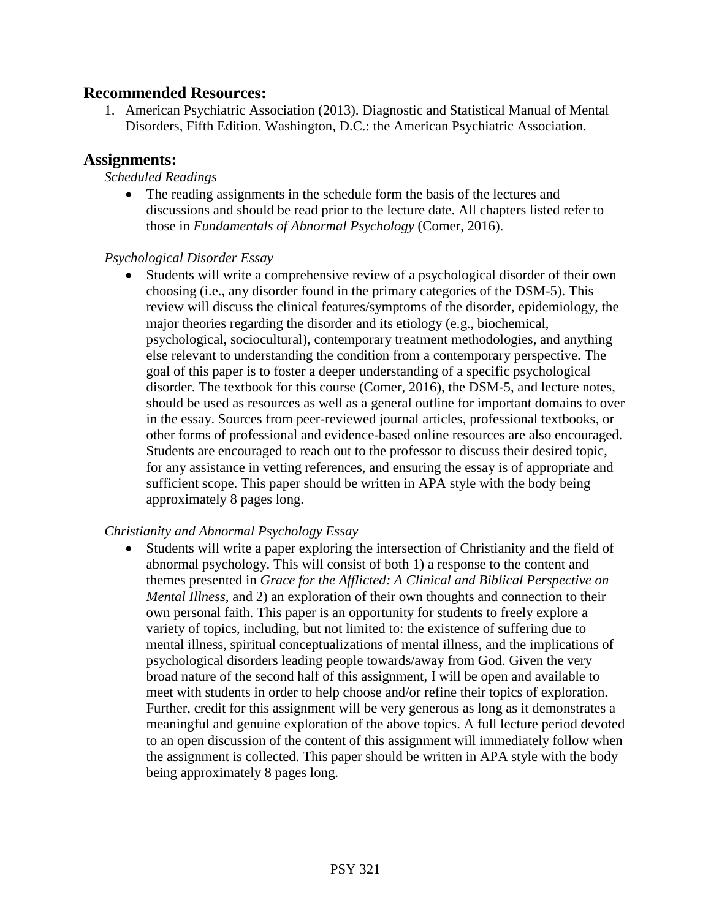## Recommended Resources:

1. American Psychiatric Association (2013). Diagnostic and Statistical Manual of Mental Disorders, Fifth Edition. Washington, D.C.: the American Psychiatric Association.

## Assignments:

*Scheduled Readings*

- The reading assignments in the schedule form the basis of the lectures and discussions and should be read prior to the lecture date. All chapters listed refer to those in *Fundamentals of Abnormal Psychology* (Comer, 2016).

*Psychological Disorder Essay*

- Students will write a comprehensive review of a psychological disorder of their own choosing (i.e., any disorder found in the primary categories of the DSM-5). This review will discuss the clinical features/symptoms of the disorder, epidemiology, the major theories regarding the disorder and its etiology (e.g., biochemical, psychological, sociocultural), contemporary treatment methodologies, and anything else relevant to understanding the condition from a contemporary perspective. The goal of this paper is to foster a deeper understanding of a specific psychological disorder. The textbook for this course (Comer, 2016), the DSM-5, and lecture notes, should be used as resources as well as a general outline for important domains to over in the essay. Sources from peer-reviewed journal articles, professional textbooks, or other forms of professional and evidence-based online resources are also encouraged. Students are encouraged to reach out to the professor to discuss their desired topic, for any assistance in vetting references, and ensuring the essay is of appropriate and sufficient scope. This paper should be written in APA style with the body being approximately 8 pages long.

*Christianity and Abnormal Psychology Essay*

- Students will write a paper exploring the intersection of Christianity and the field of abnormal psychology. This will consist of both 1) a response to the content and themes presented in *Grace for the Afflicted: A Clinical and Biblical Perspective on Mental Illness*, and 2) an exploration of their own thoughts and connection to their own personal faith. This paper is an opportunity for students to freely explore a variety of topics, including, but not limited to: the existence of suffering due to mental illness, spiritual conceptualizations of mental illness, and the implications of psychological disorders leading people towards/away from God. Given the very broad nature of the second half of this assignment, I will be open and available to meet with students in order to help choose and/or refine their topics of exploration. Further, credit for this assignment will be very generous as long as it demonstrates a meaningful and genuine exploration of the above topics. A full lecture period devoted to an open discussion of the content of this assignment will immediately follow when the assignment is collected. This paper should be written in APA style with the body being approximately 8 pages long.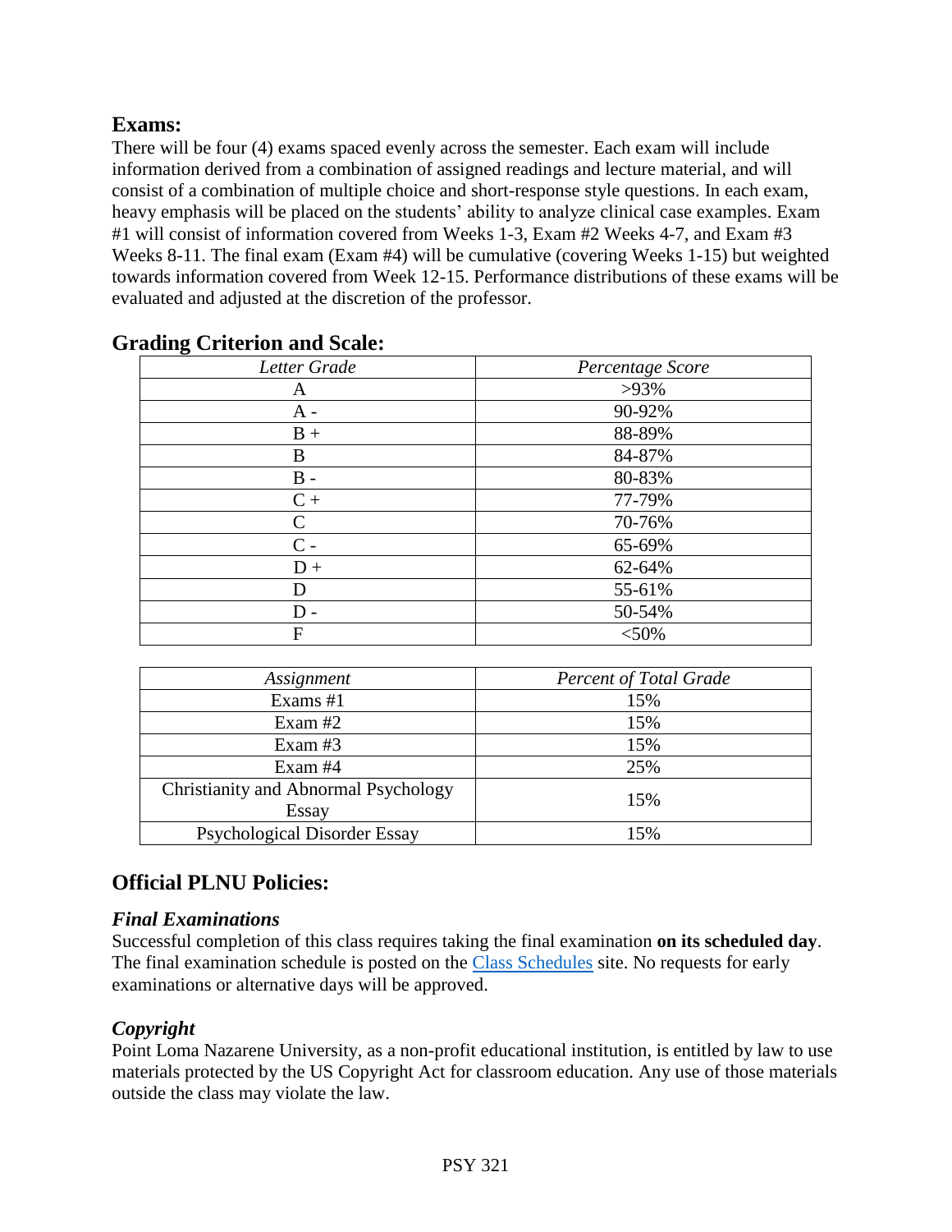## Exams:

There will be four (4) exams spaced evenly across the semester. Each exam will include information derived from a combination of assigned readings and lecture material, and will consist of a combination of multiple choice and short-response style questions. In each exam, heavy emphasis will be placed on the students' ability to analyze clinical case examples. Exam #1 will consist of information covered from Weeks 1-3, Exam #2 Weeks 4-7, and Exam #3 Weeks 8-11. The final exam (Exam #4) will be cumulative (covering Weeks 1-15) but weighted towards information covered from Week 12-15. Performance distributions of these exams will be evaluated and adjusted at the discretion of the professor.

## Grading Criterion and Scale:

| *Letter Grade* | *Percentage Score* |
|---|---|
| A | >93% |
| A - | 90-92% |
| B + | 88-89% |
| B | 84-87% |
| B - | 80-83% |
| C + | 77-79% |
| C | 70-76% |
| C - | 65-69% |
| D + | 62-64% |
| D | 55-61% |
| D - | 50-54% |
| F | <50% |

| *Assignment* | *Percent of Total Grade* |
|---|---|
| Exams #1 | 15% |
| Exam #2 | 15% |
| Exam #3 | 15% |
| Exam #4 | 25% |
| Christianity and Abnormal Psychology Essay | 15% |
| Psychological Disorder Essay | 15% |

## Official PLNU Policies:

### *Final Examinations*

Successful completion of this class requires taking the final examination **on its scheduled day**. The final examination schedule is posted on the Class Schedules site. No requests for early examinations or alternative days will be approved.

### *Copyright*

Point Loma Nazarene University, as a non-profit educational institution, is entitled by law to use materials protected by the US Copyright Act for classroom education. Any use of those materials outside the class may violate the law.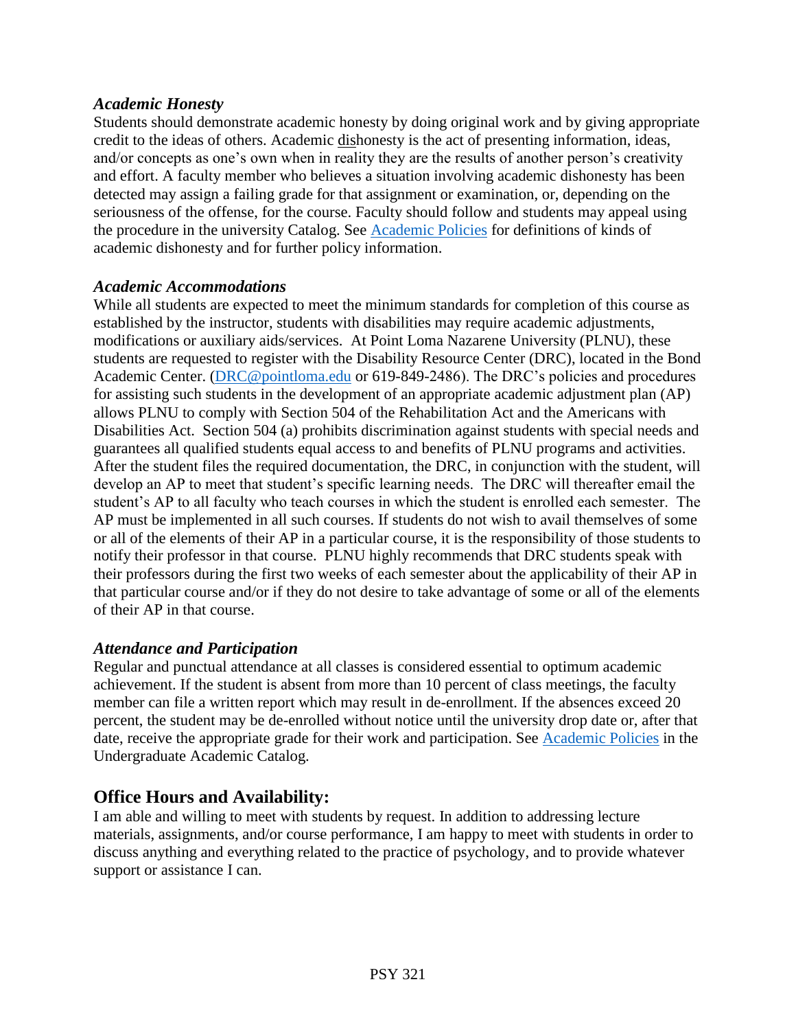### *Academic Honesty*

Students should demonstrate academic honesty by doing original work and by giving appropriate credit to the ideas of others. Academic dishonesty is the act of presenting information, ideas, and/or concepts as one's own when in reality they are the results of another person's creativity and effort. A faculty member who believes a situation involving academic dishonesty has been detected may assign a failing grade for that assignment or examination, or, depending on the seriousness of the offense, for the course. Faculty should follow and students may appeal using the procedure in the university Catalog. See [Academic Policies] for definitions of kinds of academic dishonesty and for further policy information.

### *Academic Accommodations*

While all students are expected to meet the minimum standards for completion of this course as established by the instructor, students with disabilities may require academic adjustments, modifications or auxiliary aids/services. At Point Loma Nazarene University (PLNU), these students are requested to register with the Disability Resource Center (DRC), located in the Bond Academic Center. (DRC@pointloma.edu or 619-849-2486). The DRC's policies and procedures for assisting such students in the development of an appropriate academic adjustment plan (AP) allows PLNU to comply with Section 504 of the Rehabilitation Act and the Americans with Disabilities Act. Section 504 (a) prohibits discrimination against students with special needs and guarantees all qualified students equal access to and benefits of PLNU programs and activities. After the student files the required documentation, the DRC, in conjunction with the student, will develop an AP to meet that student's specific learning needs. The DRC will thereafter email the student's AP to all faculty who teach courses in which the student is enrolled each semester. The AP must be implemented in all such courses. If students do not wish to avail themselves of some or all of the elements of their AP in a particular course, it is the responsibility of those students to notify their professor in that course. PLNU highly recommends that DRC students speak with their professors during the first two weeks of each semester about the applicability of their AP in that particular course and/or if they do not desire to take advantage of some or all of the elements of their AP in that course.

### *Attendance and Participation*

Regular and punctual attendance at all classes is considered essential to optimum academic achievement. If the student is absent from more than 10 percent of class meetings, the faculty member can file a written report which may result in de-enrollment. If the absences exceed 20 percent, the student may be de-enrolled without notice until the university drop date or, after that date, receive the appropriate grade for their work and participation. See [Academic Policies] in the Undergraduate Academic Catalog.

## **Office Hours and Availability:**

I am able and willing to meet with students by request. In addition to addressing lecture materials, assignments, and/or course performance, I am happy to meet with students in order to discuss anything and everything related to the practice of psychology, and to provide whatever support or assistance I can.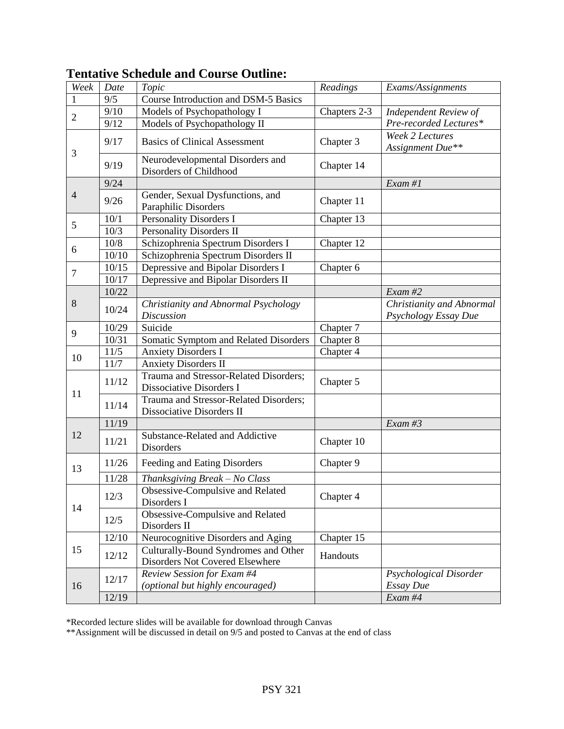## Tentative Schedule and Course Outline:

| *Week* | *Date* | *Topic* | *Readings* | *Exams/Assignments* |
|---|---|---|---|---|
| 1 | 9/5 | Course Introduction and DSM-5 Basics | | |
| 2 | 9/10 | Models of Psychopathology I | Chapters 2-3 | *Independent Review of Pre-recorded Lectures** |
| | 9/12 | Models of Psychopathology II | | |
| 3 | 9/17 | Basics of Clinical Assessment | Chapter 3 | *Week 2 Lectures Assignment Due*** |
| | 9/19 | Neurodevelopmental Disorders and Disorders of Childhood | Chapter 14 | |
| 4 | 9/24 | | | *Exam #1* |
| | 9/26 | Gender, Sexual Dysfunctions, and Paraphilic Disorders | Chapter 11 | |
| 5 | 10/1 | Personality Disorders I | Chapter 13 | |
| | 10/3 | Personality Disorders II | | |
| 6 | 10/8 | Schizophrenia Spectrum Disorders I | Chapter 12 | |
| | 10/10 | Schizophrenia Spectrum Disorders II | | |
| 7 | 10/15 | Depressive and Bipolar Disorders I | Chapter 6 | |
| | 10/17 | Depressive and Bipolar Disorders II | | |
| 8 | 10/22 | | | *Exam #2* |
| | 10/24 | *Christianity and Abnormal Psychology Discussion* | | *Christianity and Abnormal Psychology Essay Due* |
| 9 | 10/29 | Suicide | Chapter 7 | |
| | 10/31 | Somatic Symptom and Related Disorders | Chapter 8 | |
| 10 | 11/5 | Anxiety Disorders I | Chapter 4 | |
| | 11/7 | Anxiety Disorders II | | |
| 11 | 11/12 | Trauma and Stressor-Related Disorders; Dissociative Disorders I | Chapter 5 | |
| | 11/14 | Trauma and Stressor-Related Disorders; Dissociative Disorders II | | |
| 12 | 11/19 | | | *Exam #3* |
| | 11/21 | Substance-Related and Addictive Disorders | Chapter 10 | |
| 13 | 11/26 | Feeding and Eating Disorders | Chapter 9 | |
| | 11/28 | *Thanksgiving Break – No Class* | | |
| 14 | 12/3 | Obsessive-Compulsive and Related Disorders I | Chapter 4 | |
| | 12/5 | Obsessive-Compulsive and Related Disorders II | | |
| 15 | 12/10 | Neurocognitive Disorders and Aging | Chapter 15 | |
| | 12/12 | Culturally-Bound Syndromes and Other Disorders Not Covered Elsewhere | Handouts | |
| 16 | 12/17 | *Review Session for Exam #4 (optional but highly encouraged)* | | *Psychological Disorder Essay Due* |
| | 12/19 | | | *Exam #4* |

*Recorded lecture slides will be available for download through Canvas

**Assignment will be discussed in detail on 9/5 and posted to Canvas at the end of class